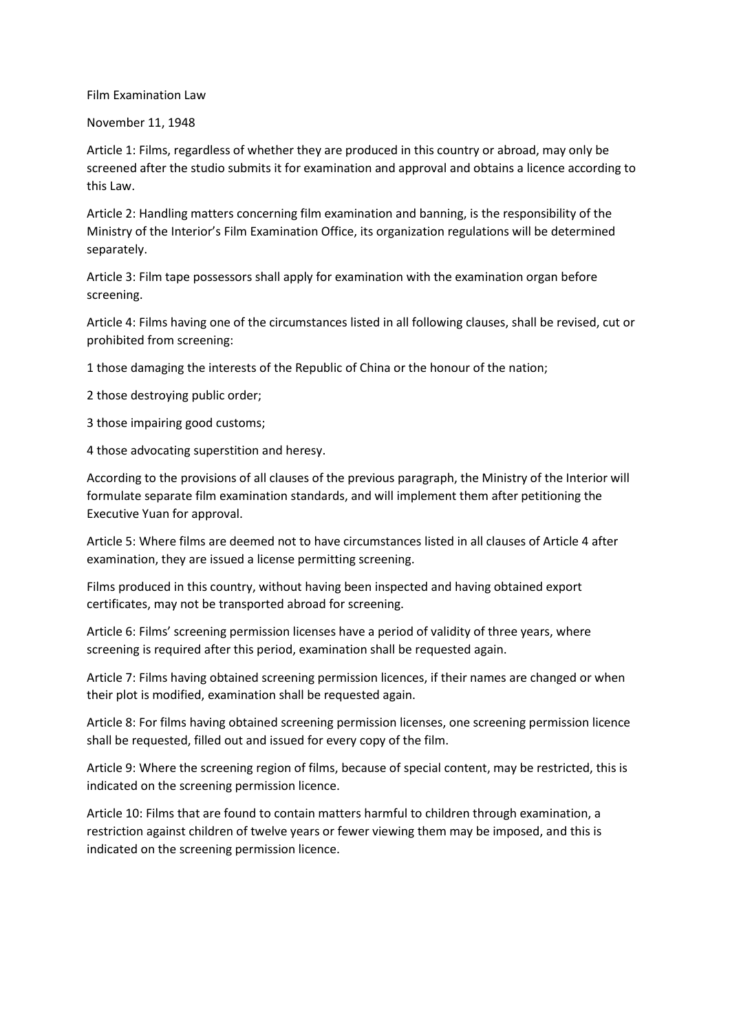# Film Examination Law

November 11, 1948

Article 1: Films, regardless of whether they are produced in this country or abroad, may only be screened after the studio submits it for examination and approval and obtains a licence according to this Law.

Article 2: Handling matters concerning film examination and banning, is the responsibility of the Ministry of the Interior's Film Examination Office, its organization regulations will be determined separately.

Article 3: Film tape possessors shall apply for examination with the examination organ before screening.

Article 4: Films having one of the circumstances listed in all following clauses, shall be revised, cut or prohibited from screening:

1 those damaging the interests of the Republic of China or the honour of the nation;

2 those destroying public order;

3 those impairing good customs;

4 those advocating superstition and heresy.

According to the provisions of all clauses of the previous paragraph, the Ministry of the Interior will formulate separate film examination standards, and will implement them after petitioning the Executive Yuan for approval.

Article 5: Where films are deemed not to have circumstances listed in all clauses of Article 4 after examination, they are issued a license permitting screening.

Films produced in this country, without having been inspected and having obtained export certificates, may not be transported abroad for screening.

Article 6: Films' screening permission licenses have a period of validity of three years, where screening is required after this period, examination shall be requested again.

Article 7: Films having obtained screening permission licences, if their names are changed or when their plot is modified, examination shall be requested again.

Article 8: For films having obtained screening permission licenses, one screening permission licence shall be requested, filled out and issued for every copy of the film.

Article 9: Where the screening region of films, because of special content, may be restricted, this is indicated on the screening permission licence.

Article 10: Films that are found to contain matters harmful to children through examination, a restriction against children of twelve years or fewer viewing them may be imposed, and this is indicated on the screening permission licence.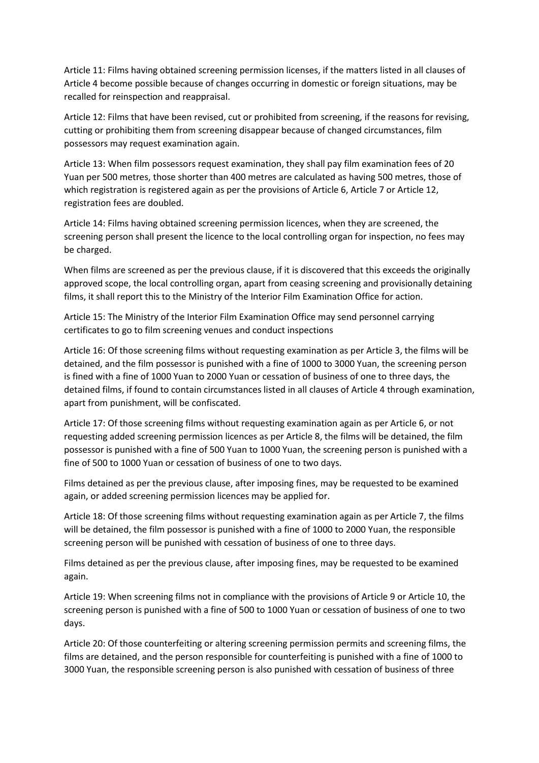Article 11: Films having obtained screening permission licenses, if the matters listed in all clauses of Article 4 become possible because of changes occurring in domestic or foreign situations, may be recalled for reinspection and reappraisal.

Article 12: Films that have been revised, cut or prohibited from screening, if the reasons for revising, cutting or prohibiting them from screening disappear because of changed circumstances, film possessors may request examination again.

Article 13: When film possessors request examination, they shall pay film examination fees of 20 Yuan per 500 metres, those shorter than 400 metres are calculated as having 500 metres, those of which registration is registered again as per the provisions of Article 6, Article 7 or Article 12, registration fees are doubled.

Article 14: Films having obtained screening permission licences, when they are screened, the screening person shall present the licence to the local controlling organ for inspection, no fees may be charged.

When films are screened as per the previous clause, if it is discovered that this exceeds the originally approved scope, the local controlling organ, apart from ceasing screening and provisionally detaining films, it shall report this to the Ministry of the Interior Film Examination Office for action.

Article 15: The Ministry of the Interior Film Examination Office may send personnel carrying certificates to go to film screening venues and conduct inspections

Article 16: Of those screening films without requesting examination as per Article 3, the films will be detained, and the film possessor is punished with a fine of 1000 to 3000 Yuan, the screening person is fined with a fine of 1000 Yuan to 2000 Yuan or cessation of business of one to three days, the detained films, if found to contain circumstances listed in all clauses of Article 4 through examination, apart from punishment, will be confiscated.

Article 17: Of those screening films without requesting examination again as per Article 6, or not requesting added screening permission licences as per Article 8, the films will be detained, the film possessor is punished with a fine of 500 Yuan to 1000 Yuan, the screening person is punished with a fine of 500 to 1000 Yuan or cessation of business of one to two days.

Films detained as per the previous clause, after imposing fines, may be requested to be examined again, or added screening permission licences may be applied for.

Article 18: Of those screening films without requesting examination again as per Article 7, the films will be detained, the film possessor is punished with a fine of 1000 to 2000 Yuan, the responsible screening person will be punished with cessation of business of one to three days.

Films detained as per the previous clause, after imposing fines, may be requested to be examined again.

Article 19: When screening films not in compliance with the provisions of Article 9 or Article 10, the screening person is punished with a fine of 500 to 1000 Yuan or cessation of business of one to two days.

Article 20: Of those counterfeiting or altering screening permission permits and screening films, the films are detained, and the person responsible for counterfeiting is punished with a fine of 1000 to 3000 Yuan, the responsible screening person is also punished with cessation of business of three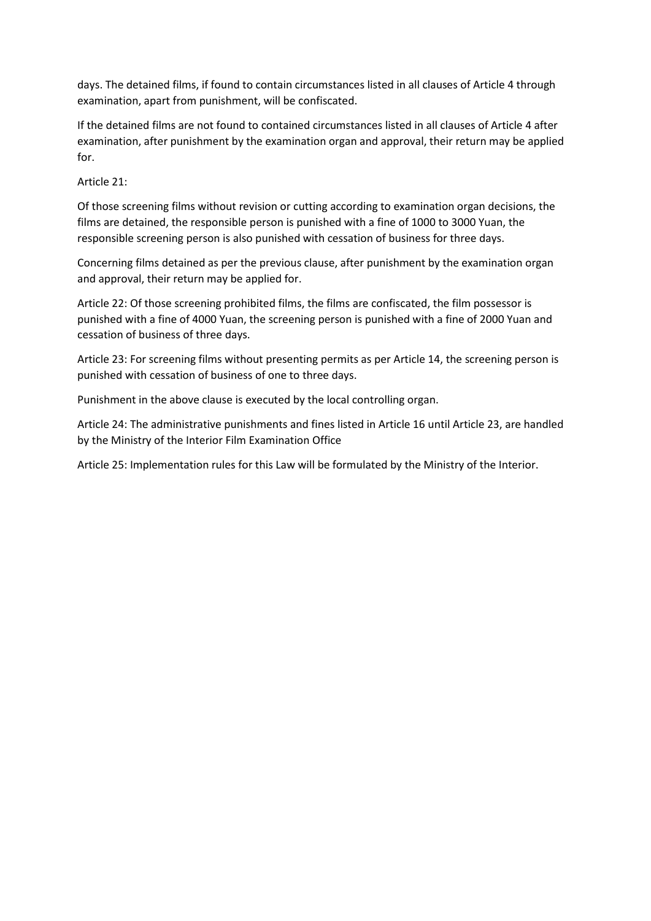days. The detained films, if found to contain circumstances listed in all clauses of Article 4 through examination, apart from punishment, will be confiscated.

If the detained films are not found to contained circumstances listed in all clauses of Article 4 after examination, after punishment by the examination organ and approval, their return may be applied for.

Article 21:

Of those screening films without revision or cutting according to examination organ decisions, the films are detained, the responsible person is punished with a fine of 1000 to 3000 Yuan, the responsible screening person is also punished with cessation of business for three days.

Concerning films detained as per the previous clause, after punishment by the examination organ and approval, their return may be applied for.

Article 22: Of those screening prohibited films, the films are confiscated, the film possessor is punished with a fine of 4000 Yuan, the screening person is punished with a fine of 2000 Yuan and cessation of business of three days.

Article 23: For screening films without presenting permits as per Article 14, the screening person is punished with cessation of business of one to three days.

Punishment in the above clause is executed by the local controlling organ.

Article 24: The administrative punishments and fines listed in Article 16 until Article 23, are handled by the Ministry of the Interior Film Examination Office

Article 25: Implementation rules for this Law will be formulated by the Ministry of the Interior.